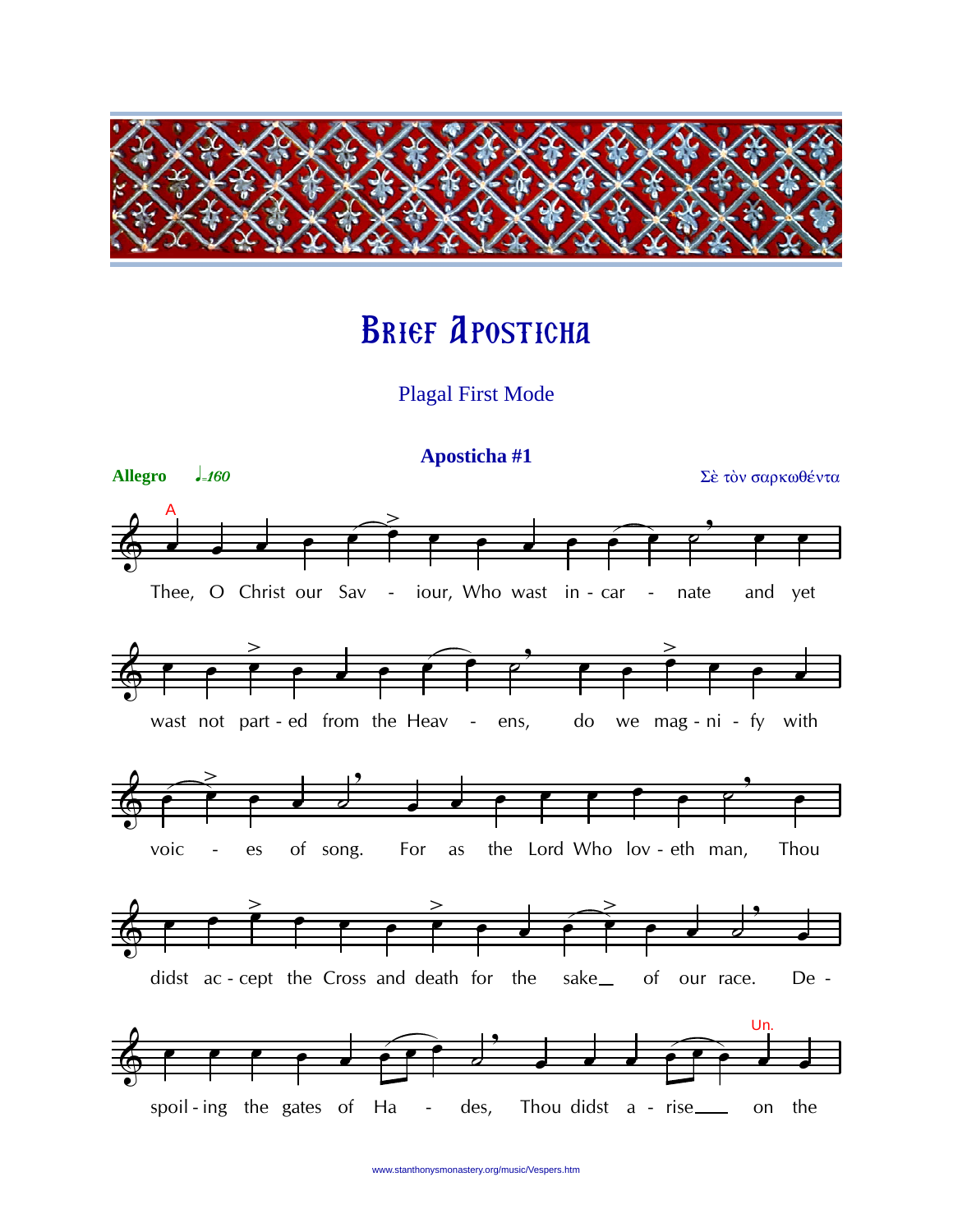# Brief Aposticha

Plagal First Mode

## Aposticha #1

**Allegro** ♩=160

Σὲ τὸν σαρκωθέντα

A

Thee, O Christ our Sav - iour, Who wast in - car - nate and yet wast not part - ed from the Heav - ens, do we mag - ni - fy with voic - es of song. For as the Lord Who lov - eth man, Thou didst ac - cept the Cross and death for the sake of our race. De - spoil - ing the gates of Ha - des, Thou didst a - rise on the

Un.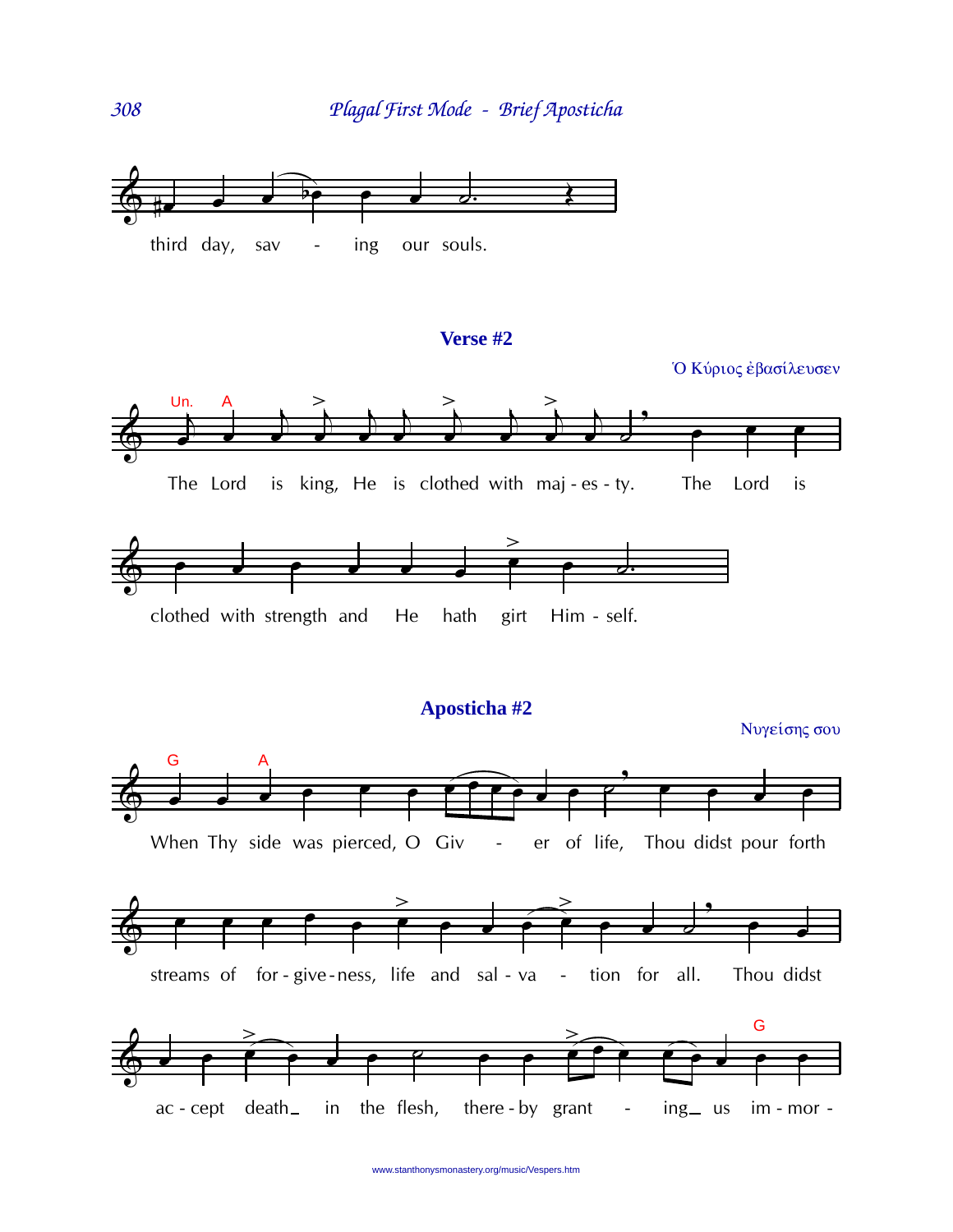third day, saving our souls.

## Verse #2

Ὁ Κύριος ἐβασίλευσεν

Un. A

The Lord is king, He is clothed with maj - es - ty. The Lord is clothed with strength and He hath girt Him - self.

## Apósticha #2

Νυγείσης σου

G A

When Thy side was pierced, O Giv - er of life, Thou didst pour forth streams of for - give - ness, life and sal - va - tion for all. Thou didst ac - cept death_ in the flesh, there - by grant - ing_ us im - mor -

G

www.stanthonysmonastery.org/music/Vespers.htm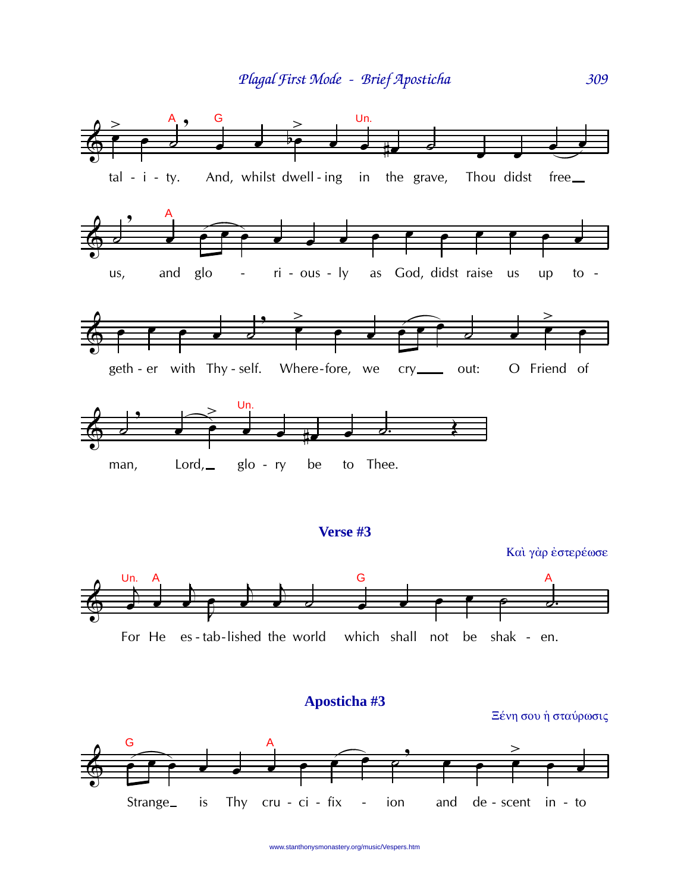tal - i - ty. And, whilst dwell - ing in the grave, Thou didst free us, and glo - ri - ous - ly as God, didst raise us up to - geth - er with Thy - self. Where-fore, we cry out: O Friend of man, Lord, glo - ry be to Thee.

## Verse #3

Καὶ γὰρ ἐστερέωσε

For He es - tab - lished the world which shall not be shak - en.

## Aposticha #3

Ξένη σου ἡ σταύρωσις

Strange is Thy cru - ci - fix - ion and de - scent in - to

www.stanthonysmonastery.org/music/Vespers.htm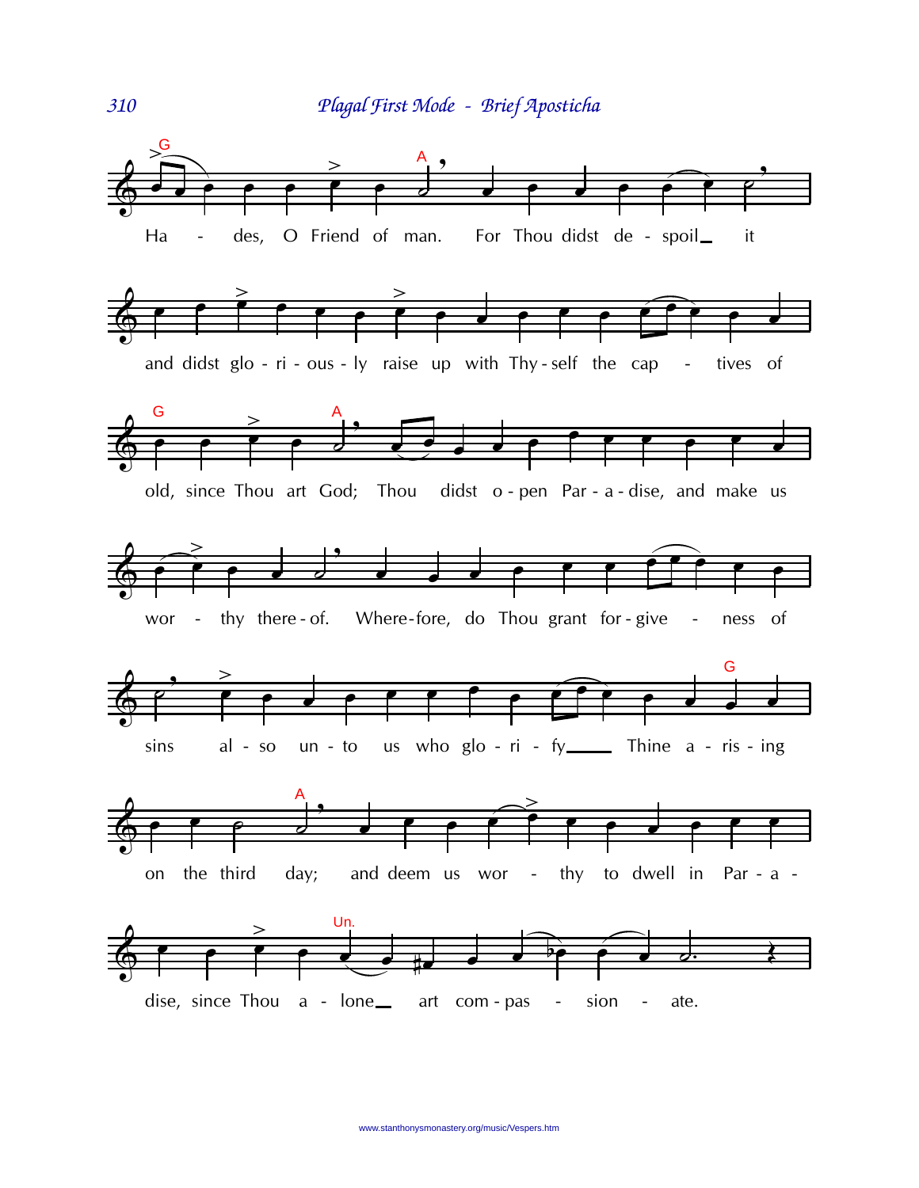## Plagal First Mode - Brief Aposticha

Hades, O Friend of man. For Thou didst despoil it

and didst gloriously raise up with Thyself the captives of

old, since Thou art God; Thou didst open Paradise, and make us

worthy thereof. Wherefore, do Thou grant forgiveness of

sins also unto us who glorify Thine arising

on the third day; and deem us worthy to dwell in Para-

dise, since Thou alone art compassionate.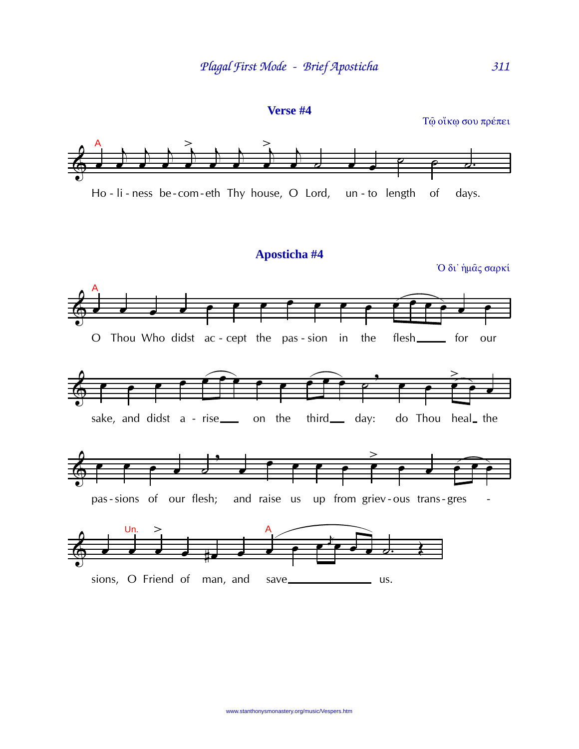### Verse #4

Τῷ οἴκῳ σου πρέπει

A

Ho - li - ness be - com - eth Thy house, O Lord, un - to length of days.

### Apósticha #4

Ὁ δι᾽ ἡμᾶς σαρκί

A

O Thou Who didst ac - cept the pas - sion in the flesh\_\_\_\_\_ for our

sake, and didst a - rise\_\_\_ on the third\_\_ day: do Thou heal\_ the

pas - sions of our flesh; and raise us up from griev - ous trans - gres -

Un. A

sions, O Friend of man, and save\_\_\_\_\_\_\_\_\_\_\_\_\_\_ us.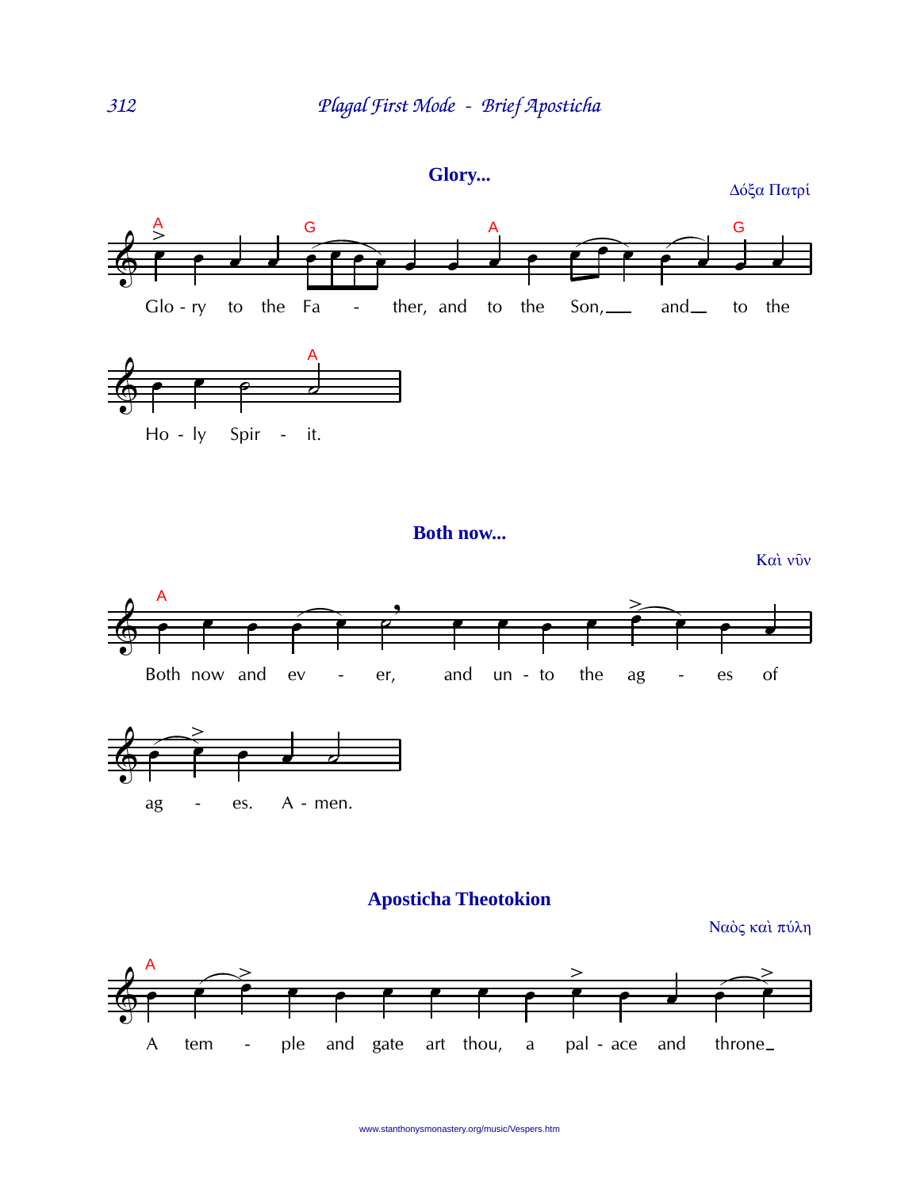## Glory...

Δόξα Πατρί

Glo - ry to the Fa - ther, and to the Son, and to the

Ho - ly Spir - it.

## Both now...

Καὶ νῦν

Both now and ev - er, and un - to the ag - es of

ag - es. A - men.

## Aposticha Theotokion

Ναὸς καὶ πύλη

A tem - ple and gate art thou, a pal - ace and throne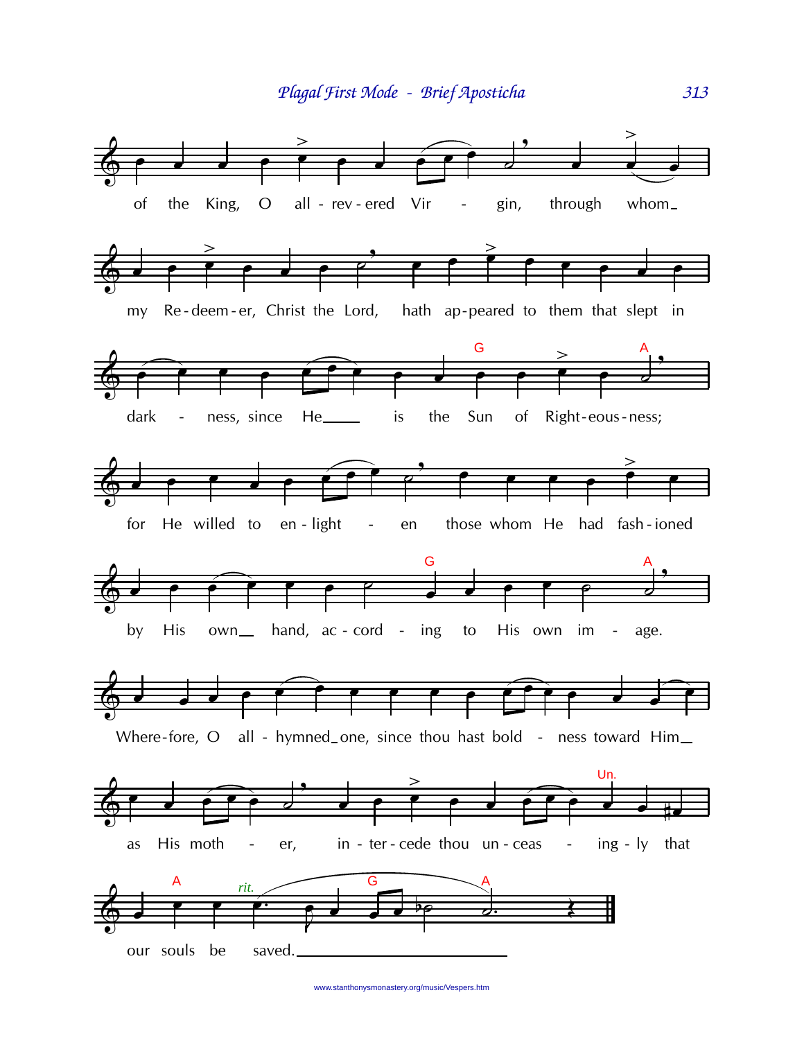of the King, O all - rev - ered Vir - gin, through whom my Re - deem - er, Christ the Lord, hath ap - peared to them that slept in dark - ness, since He is the Sun of Right - eous - ness; for He willed to en - light - en those whom He had fash - ioned by His own hand, ac - cord - ing to His own im - age.

Where - fore, O all - hymned one, since thou hast bold - ness toward Him as His moth - er, in - ter - cede thou un - ceas - ing - ly that our souls be saved.

www.stanthonysmonastery.org/music/Vespers.htm